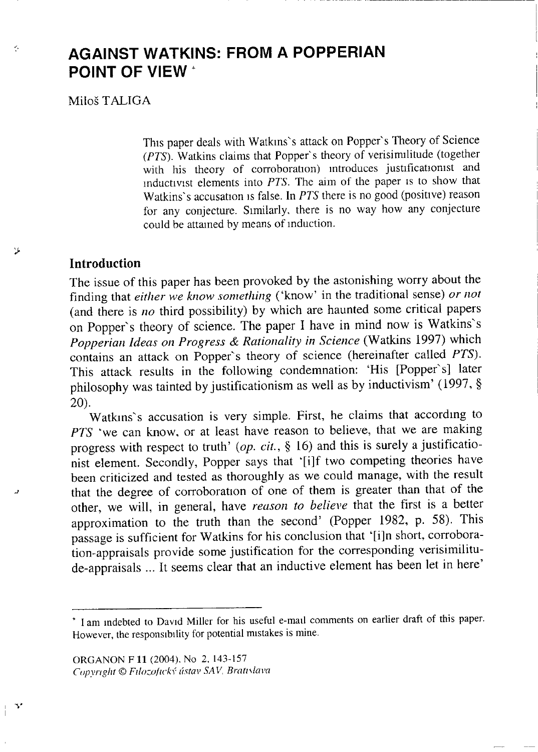# AGAINST WATKINS: FROM A POPPERIAN POINT OF VIEW *

Miloš TALIGA

> This paper deals with Watkins's attack on Popper's Theory of Science (*PTS*). Watkins claims that Popper's theory of verisimilitude (together with his theory of corroboration) introduces justificationist and inductivist elements into *PTS*. The aim of the paper is to show that Watkins's accusation is false. In *PTS* there is no good (positive) reason for any conjecture. Similarly, there is no way how any conjecture could be attained by means of induction.

## Introduction

The issue of this paper has been provoked by the astonishing worry about the finding that *either we know something* ('know' in the traditional sense) *or not* (and there is *no* third possibility) by which are haunted some critical papers on Popper's theory of science. The paper I have in mind now is Watkins's *Popperian Ideas on Progress & Rationality in Science* (Watkins 1997) which contains an attack on Popper's theory of science (hereinafter called *PTS*). This attack results in the following condemnation: 'His [Popper's] later philosophy was tainted by justificationism as well as by inductivism' (1997, § 20).

Watkins's accusation is very simple. First, he claims that according to *PTS* 'we can know, or at least have reason to believe, that we are making progress with respect to truth' (*op. cit.*, § 16) and this is surely a justificationist element. Secondly, Popper says that '[i]f two competing theories have been criticized and tested as thoroughly as we could manage, with the result that the degree of corroboration of one of them is greater than that of the other, we will, in general, have *reason to believe* that the first is a better approximation to the truth than the second' (Popper 1982, p. 58). This passage is sufficient for Watkins for his conclusion that '[i]n short, corroboration-appraisals provide some justification for the corresponding verisimilitude-appraisals ... It seems clear that an inductive element has been let in here'

---

* I am indebted to David Miller for his useful e-mail comments on earlier draft of this paper. However, the responsibility for potential mistakes is mine.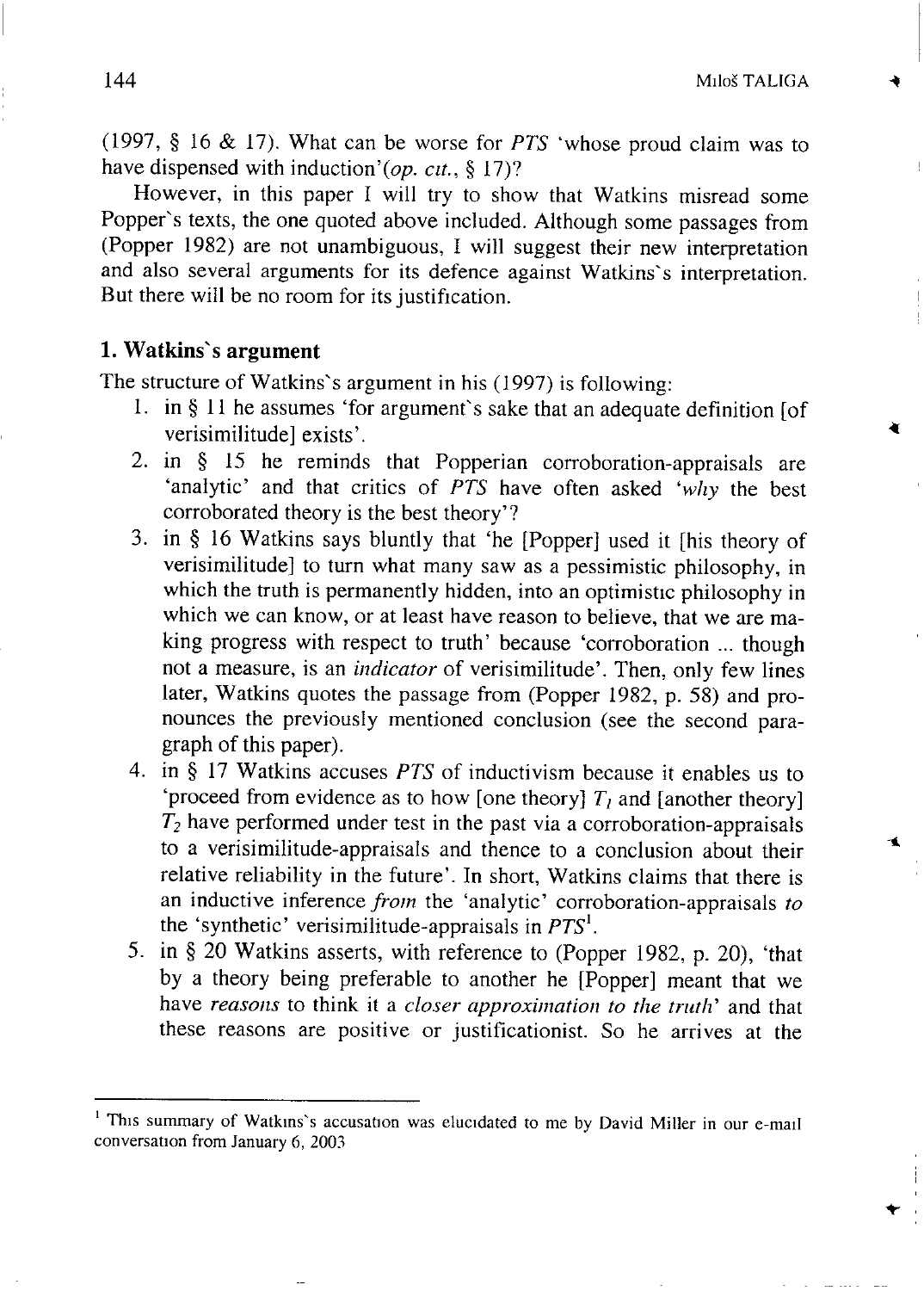(1997, § 16 & 17). What can be worse for *PTS* 'whose proud claim was to have dispensed with induction'(*op. cit.*, § 17)?

However, in this paper I will try to show that Watkins misread some Popper's texts, the one quoted above included. Although some passages from (Popper 1982) are not unambiguous, I will suggest their new interpretation and also several arguments for its defence against Watkins's interpretation. But there will be no room for its justification.

## 1. Watkins's argument

The structure of Watkins's argument in his (1997) is following:

1. in § 11 he assumes 'for argument's sake that an adequate definition [of verisimilitude] exists'.
2. in § 15 he reminds that Popperian corroboration-appraisals are 'analytic' and that critics of *PTS* have often asked '*why* the best corroborated theory is the best theory'?
3. in § 16 Watkins says bluntly that 'he [Popper] used it [his theory of verisimilitude] to turn what many saw as a pessimistic philosophy, in which the truth is permanently hidden, into an optimistic philosophy in which we can know, or at least have reason to believe, that we are making progress with respect to truth' because 'corroboration ... though not a measure, is an *indicator* of verisimilitude'. Then, only few lines later, Watkins quotes the passage from (Popper 1982, p. 58) and pronounces the previously mentioned conclusion (see the second paragraph of this paper).
4. in § 17 Watkins accuses *PTS* of inductivism because it enables us to 'proceed from evidence as to how [one theory] $T_1$ and [another theory] $T_2$ have performed under test in the past via a corroboration-appraisals to a verisimilitude-appraisals and thence to a conclusion about their relative reliability in the future'. In short, Watkins claims that there is an inductive inference *from* the 'analytic' corroboration-appraisals *to* the 'synthetic' verisimilitude-appraisals in *PTS*[1].
5. in § 20 Watkins asserts, with reference to (Popper 1982, p. 20), 'that by a theory being preferable to another he [Popper] meant that we have *reasons* to think it a *closer approximation to the truth*' and that these reasons are positive or justificationist. So he arrives at the

[1] This summary of Watkins's accusation was elucidated to me by David Miller in our e-mail conversation from January 6, 2003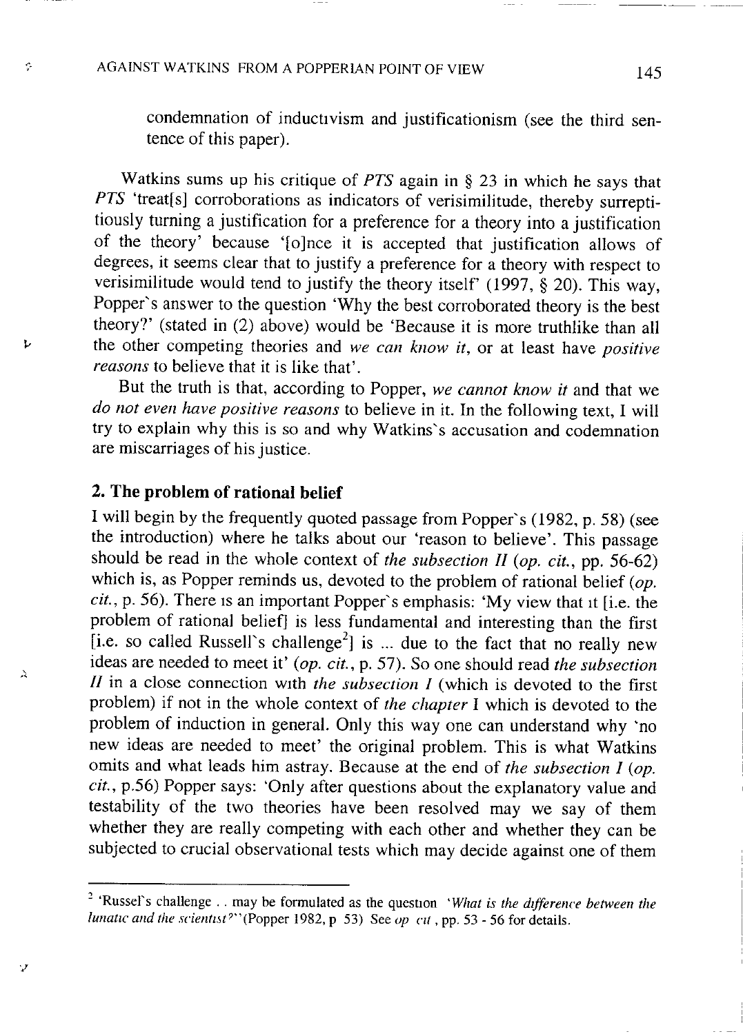condemnation of inductivism and justificationism (see the third sentence of this paper).

Watkins sums up his critique of *PTS* again in § 23 in which he says that *PTS* 'treat[s] corroborations as indicators of verisimilitude, thereby surreptitiously turning a justification for a preference for a theory into a justification of the theory' because '[o]nce it is accepted that justification allows of degrees, it seems clear that to justify a preference for a theory with respect to verisimilitude would tend to justify the theory itself' (1997, § 20). This way, Popper`s answer to the question 'Why the best corroborated theory is the best theory?' (stated in (2) above) would be 'Because it is more truthlike than all the other competing theories and *we can know it*, or at least have *positive reasons* to believe that it is like that'.

But the truth is that, according to Popper, *we cannot know it* and that we *do not even have positive reasons* to believe in it. In the following text, I will try to explain why this is so and why Watkins`s accusation and codemnation are miscarriages of his justice.

## 2. The problem of rational belief

I will begin by the frequently quoted passage from Popper`s (1982, p. 58) (see the introduction) where he talks about our 'reason to believe'. This passage should be read in the whole context of *the subsection II* (*op. cit.*, pp. 56-62) which is, as Popper reminds us, devoted to the problem of rational belief (*op. cit.*, p. 56). There is an important Popper`s emphasis: 'My view that it [i.e. the problem of rational belief] is less fundamental and interesting than the first [i.e. so called Russell`s challenge[2]] is ... due to the fact that no really new ideas are needed to meet it' (*op. cit.*, p. 57). So one should read *the subsection II* in a close connection with *the subsection I* (which is devoted to the first problem) if not in the whole context of *the chapter* I which is devoted to the problem of induction in general. Only this way one can understand why 'no new ideas are needed to meet' the original problem. This is what Watkins omits and what leads him astray. Because at the end of *the subsection I* (*op. cit.*, p.56) Popper says: 'Only after questions about the explanatory value and testability of the two theories have been resolved may we say of them whether they are really competing with each other and whether they can be subjected to crucial observational tests which may decide against one of them

---

[2] 'Russel`s challenge .. may be formulated as the question '*What is the difference between the lunatic and the scientist?*'' (Popper 1982, p 53) See *op cit*, pp. 53 - 56 for details.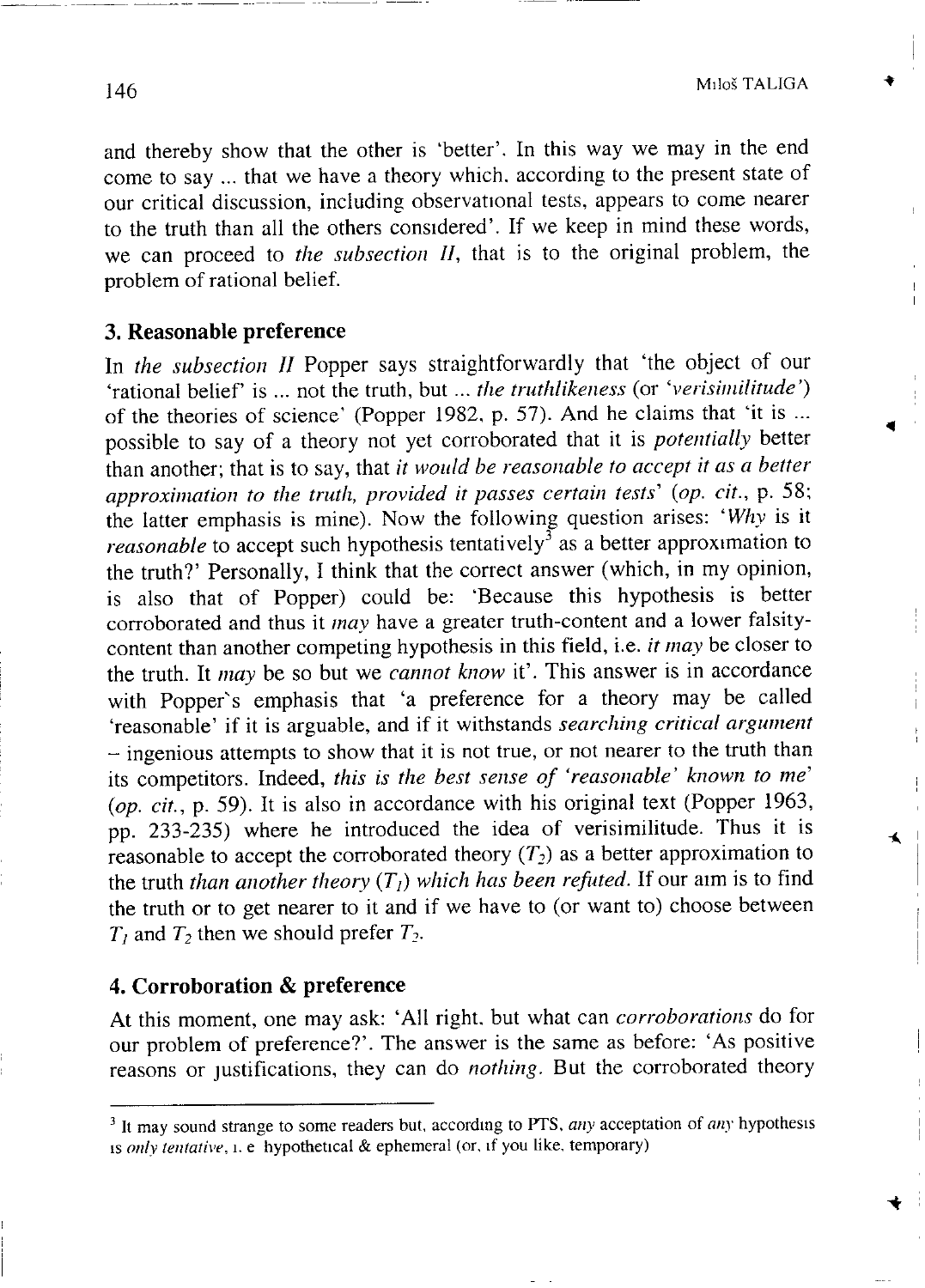and thereby show that the other is 'better'. In this way we may in the end come to say ... that we have a theory which, according to the present state of our critical discussion, including observational tests, appears to come nearer to the truth than all the others considered'. If we keep in mind these words, we can proceed to *the subsection II*, that is to the original problem, the problem of rational belief.

## 3. Reasonable preference

In *the subsection II* Popper says straightforwardly that 'the object of our 'rational belief' is ... not the truth, but ... *the truthlikeness* (or *'verisimilitude'*) of the theories of science' (Popper 1982, p. 57). And he claims that 'it is ... possible to say of a theory not yet corroborated that it is *potentially* better than another; that is to say, that *it would be reasonable to accept it as a better approximation to the truth, provided it passes certain tests*' (*op. cit.*, p. 58; the latter emphasis is mine). Now the following question arises: '*Why* is it *reasonable* to accept such hypothesis tentatively[3] as a better approximation to the truth?' Personally, I think that the correct answer (which, in my opinion, is also that of Popper) could be: 'Because this hypothesis is better corroborated and thus it *may* have a greater truth-content and a lower falsity-content than another competing hypothesis in this field, i.e. *it may* be closer to the truth. It *may* be so but we *cannot know* it'. This answer is in accordance with Popper's emphasis that 'a preference for a theory may be called 'reasonable' if it is arguable, and if it withstands *searching critical argument* – ingenious attempts to show that it is not true, or not nearer to the truth than its competitors. Indeed, *this is the best sense of 'reasonable' known to me*' (*op. cit.*, p. 59). It is also in accordance with his original text (Popper 1963, pp. 233-235) where he introduced the idea of verisimilitude. Thus it is reasonable to accept the corroborated theory ($T_2$) as a better approximation to the truth *than another theory* ($T_1$) *which has been refuted*. If our aim is to find the truth or to get nearer to it and if we have to (or want to) choose between $T_1$ and $T_2$ then we should prefer $T_2$.

## 4. Corroboration & preference

At this moment, one may ask: 'All right, but what can *corroborations* do for our problem of preference?'. The answer is the same as before: 'As positive reasons or justifications, they can do *nothing*. But the corroborated theory

[3] It may sound strange to some readers but, according to PTS, *any* acceptation of *any* hypothesis is *only tentative*, i. e hypothetical & ephemeral (or, if you like, temporary)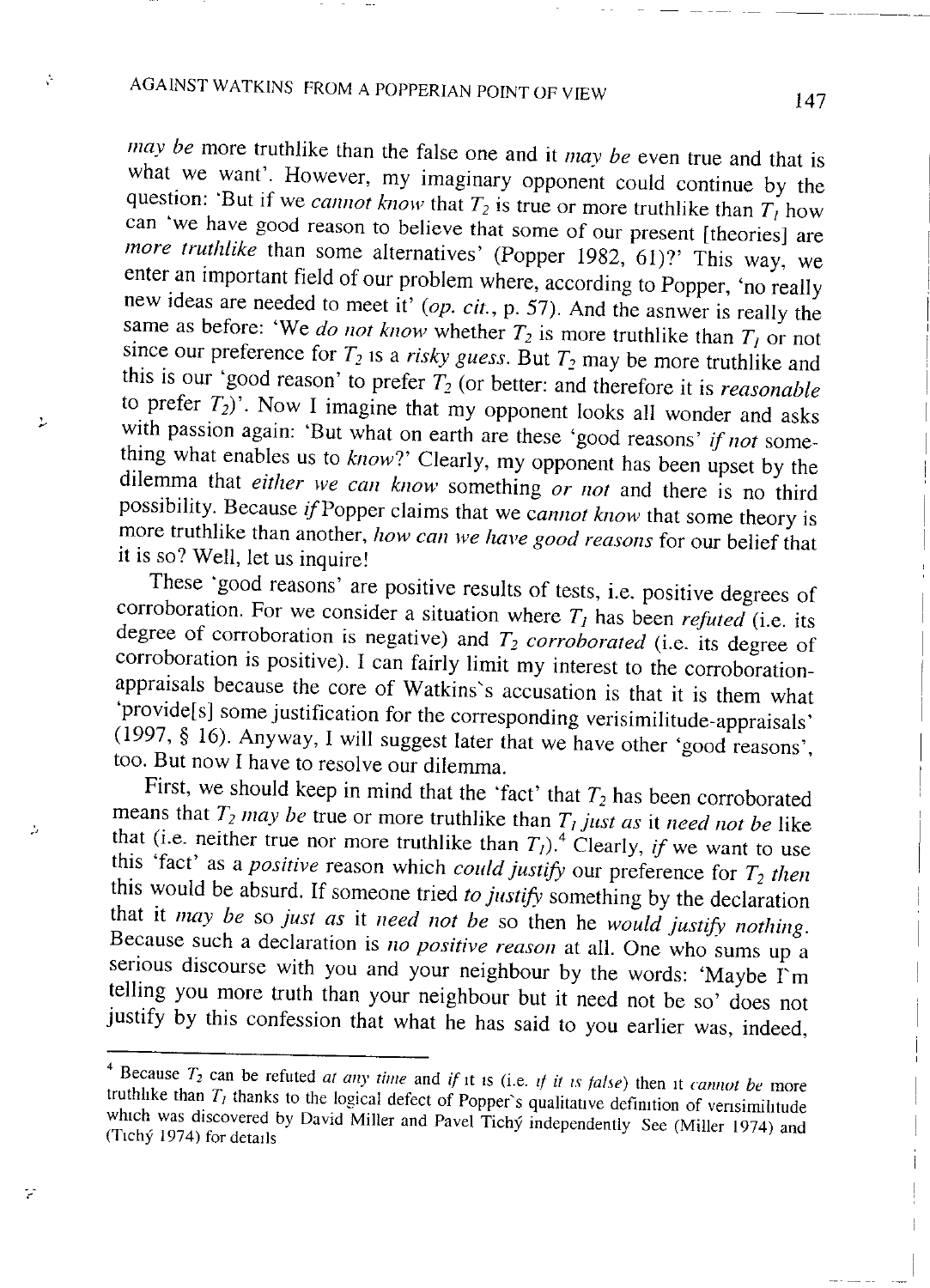*may be* more truthlike than the false one and it *may be* even true and that is what we want'. However, my imaginary opponent could continue by the question: 'But if we *cannot know* that $T_2$ is true or more truthlike than $T_1$ how can 'we have good reason to believe that some of our present [theories] are *more truthlike* than some alternatives' (Popper 1982, 61)?' This way, we enter an important field of our problem where, according to Popper, 'no really new ideas are needed to meet it' (*op. cit.*, p. 57). And the asnwer is really the same as before: 'We *do not know* whether $T_2$ is more truthlike than $T_1$ or not since our preference for $T_2$ is a *risky guess*. But $T_2$ may be more truthlike and this is our 'good reason' to prefer $T_2$ (or better: and therefore it is *reasonable* to prefer $T_2$)'. Now I imagine that my opponent looks all wonder and asks with passion again: 'But what on earth are these 'good reasons' *if not* something what enables us to *know*?' Clearly, my opponent has been upset by the dilemma that *either we can know* something *or not* and there is no third possibility. Because *if* Popper claims that we *cannot know* that some theory is more truthlike than another, *how can we have good reasons* for our belief that it is so? Well, let us inquire!

These 'good reasons' are positive results of tests, i.e. positive degrees of corroboration. For we consider a situation where $T_1$ has been *refuted* (i.e. its degree of corroboration is negative) and $T_2$ *corroborated* (i.e. its degree of corroboration is positive). I can fairly limit my interest to the corroboration-appraisals because the core of Watkins's accusation is that it is them what 'provide[s] some justification for the corresponding verisimilitude-appraisals' (1997, § 16). Anyway, I will suggest later that we have other 'good reasons', too. But now I have to resolve our dilemma.

First, we should keep in mind that the 'fact' that $T_2$ has been corroborated means that $T_2$ *may be* true or more truthlike than $T_1$ *just as* it *need not be* like that (i.e. neither true nor more truthlike than $T_1$).[4] Clearly, *if* we want to use this 'fact' as a *positive* reason which *could justify* our preference for $T_2$ *then* this would be absurd. If someone tried *to justify* something by the declaration that it *may be* so *just as* it *need not be* so then he *would justify nothing*. Because such a declaration is *no positive reason* at all. One who sums up a serious discourse with you and your neighbour by the words: 'Maybe I'm telling you more truth than your neighbour but it need not be so' does not justify by this confession that what he has said to you earlier was, indeed,

---

[4] Because $T_2$ can be refuted *at any time* and *if* it is (i.e. *if it is false*) then it *cannot be* more truthlike than $T_1$ thanks to the logical defect of Popper's qualitative definition of verisimilitude which was discovered by David Miller and Pavel Tichý independently. See (Miller 1974) and (Tichý 1974) for details.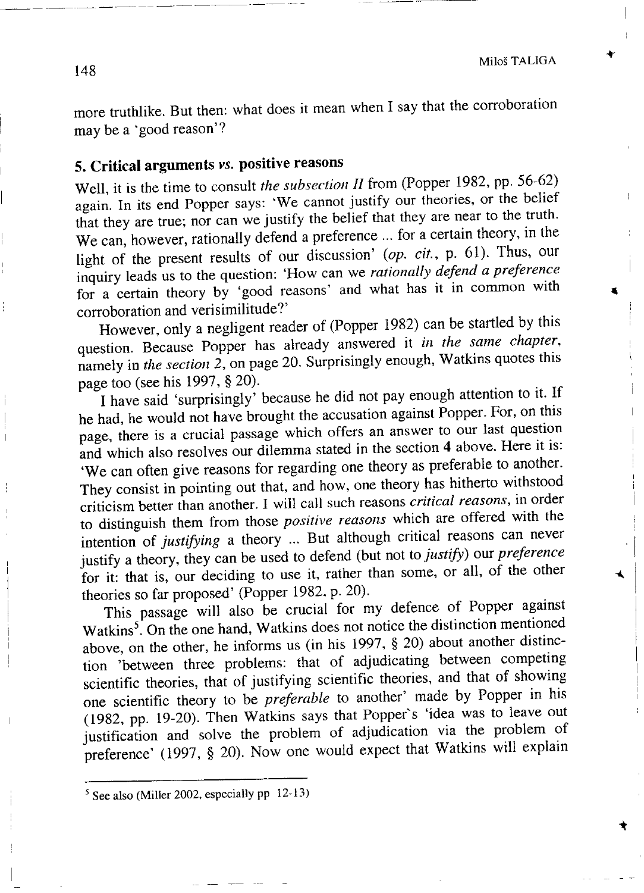more truthlike. But then: what does it mean when I say that the corroboration may be a 'good reason'?

## 5. Critical arguments *vs.* positive reasons

Well, it is the time to consult *the subsection II* from (Popper 1982, pp. 56-62) again. In its end Popper says: 'We cannot justify our theories, or the belief that they are true; nor can we justify the belief that they are near to the truth. We can, however, rationally defend a preference ... for a certain theory, in the light of the present results of our discussion' (*op. cit.*, p. 61). Thus, our inquiry leads us to the question: 'How can we *rationally defend a preference* for a certain theory by 'good reasons' and what has it in common with corroboration and verisimilitude?'

However, only a negligent reader of (Popper 1982) can be startled by this question. Because Popper has already answered it *in the same chapter*, namely in *the section 2*, on page 20. Surprisingly enough, Watkins quotes this page too (see his 1997, § 20).

I have said 'surprisingly' because he did not pay enough attention to it. If he had, he would not have brought the accusation against Popper. For, on this page, there is a crucial passage which offers an answer to our last question and which also resolves our dilemma stated in the section **4** above. Here it is: 'We can often give reasons for regarding one theory as preferable to another. They consist in pointing out that, and how, one theory has hitherto withstood criticism better than another. I will call such reasons *critical reasons*, in order to distinguish them from those *positive reasons* which are offered with the intention of *justifying* a theory ... But although critical reasons can never justify a theory, they can be used to defend (but not to *justify*) our *preference* for it: that is, our deciding to use it, rather than some, or all, of the other theories so far proposed' (Popper 1982. p. 20).

This passage will also be crucial for my defence of Popper against Watkins[5]. On the one hand, Watkins does not notice the distinction mentioned above, on the other, he informs us (in his 1997, § 20) about another distinction 'between three problems: that of adjudicating between competing scientific theories, that of justifying scientific theories, and that of showing one scientific theory to be *preferable* to another' made by Popper in his (1982, pp. 19-20). Then Watkins says that Popper's 'idea was to leave out justification and solve the problem of adjudication via the problem of preference' (1997, § 20). Now one would expect that Watkins will explain

[5] See also (Miller 2002, especially pp 12-13)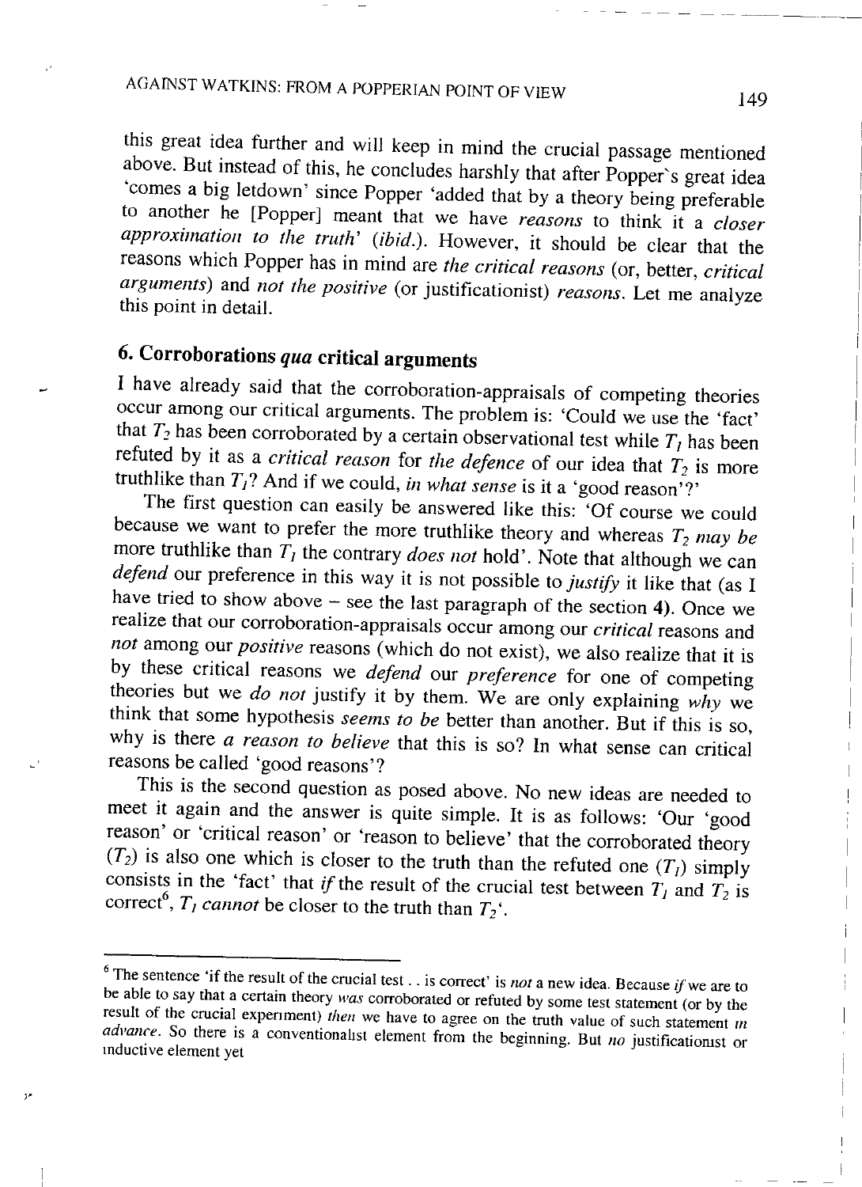this great idea further and will keep in mind the crucial passage mentioned above. But instead of this, he concludes harshly that after Popper`s great idea 'comes a big letdown' since Popper 'added that by a theory being preferable to another he [Popper] meant that we have *reasons* to think it a *closer approximation to the truth*' (*ibid*.). However, it should be clear that the reasons which Popper has in mind are *the critical reasons* (or, better, *critical arguments*) and *not the positive* (or justificationist) *reasons*. Let me analyze this point in detail.

## 6. Corroborations *qua* critical arguments

I have already said that the corroboration-appraisals of competing theories occur among our critical arguments. The problem is: 'Could we use the 'fact' that $T_2$ has been corroborated by a certain observational test while $T_1$ has been refuted by it as a *critical reason* for *the defence* of our idea that $T_2$ is more truthlike than $T_1$? And if we could, *in what sense* is it a 'good reason'?'

The first question can easily be answered like this: 'Of course we could because we want to prefer the more truthlike theory and whereas $T_2$ *may be* more truthlike than $T_1$ the contrary *does not* hold'. Note that although we can *defend* our preference in this way it is not possible to *justify* it like that (as I have tried to show above – see the last paragraph of the section **4**). Once we realize that our corroboration-appraisals occur among our *critical* reasons and *not* among our *positive* reasons (which do not exist), we also realize that it is by these critical reasons we *defend* our *preference* for one of competing theories but we *do not* justify it by them. We are only explaining *why* we think that some hypothesis *seems to be* better than another. But if this is so, why is there *a reason to believe* that this is so? In what sense can critical reasons be called 'good reasons'?

This is the second question as posed above. No new ideas are needed to meet it again and the answer is quite simple. It is as follows: 'Our 'good reason' or 'critical reason' or 'reason to believe' that the corroborated theory ($T_2$) is also one which is closer to the truth than the refuted one ($T_1$) simply consists in the 'fact' that *if* the result of the crucial test between $T_1$ and $T_2$ is correct[6], $T_1$ *cannot* be closer to the truth than $T_2$'.

---

[6] The sentence 'if the result of the crucial test . . is correct' is *not* a new idea. Because *if* we are to be able to say that a certain theory *was* corroborated or refuted by some test statement (or by the result of the crucial experiment) *then* we have to agree on the truth value of such statement *in advance*. So there is a conventionalist element from the beginning. But *no* justificationist or inductive element yet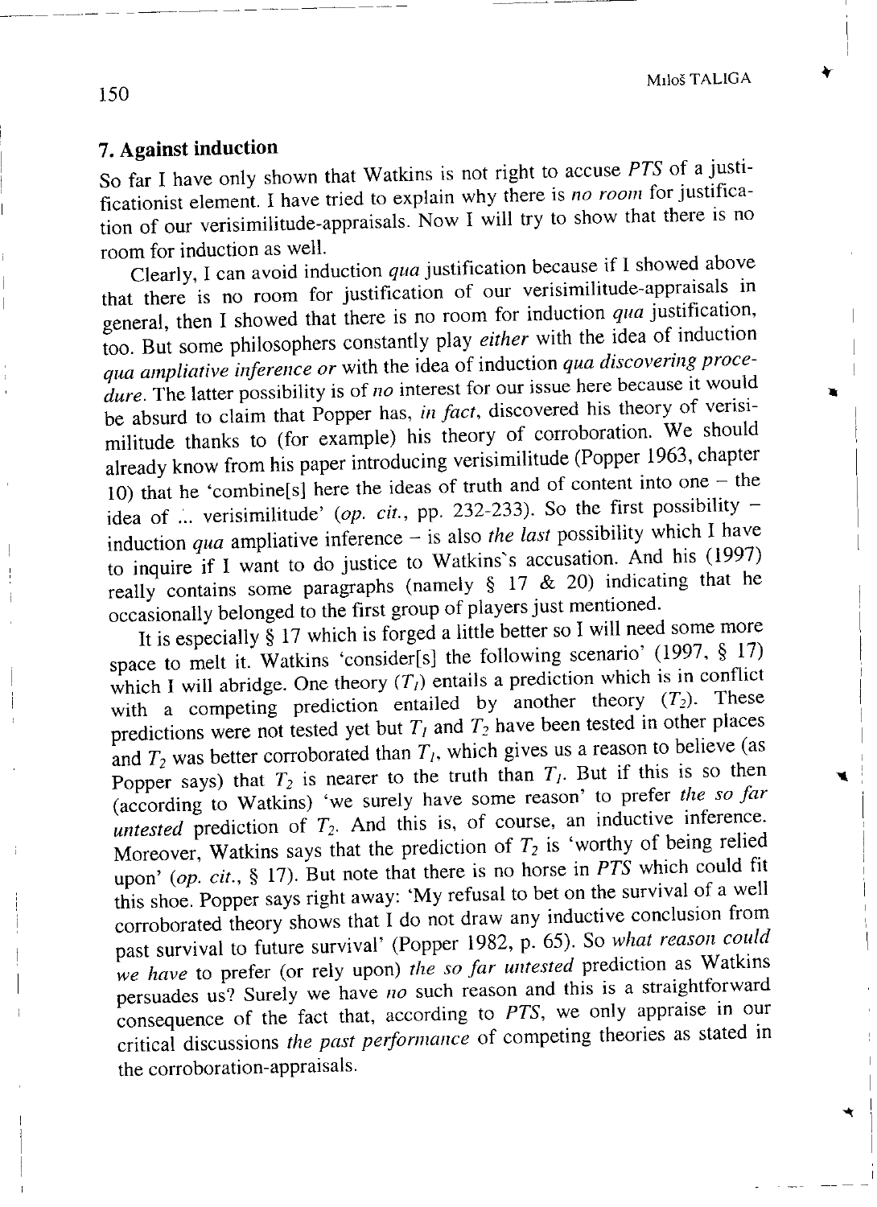## 7. Against induction

So far I have only shown that Watkins is not right to accuse *PTS* of a justificationist element. I have tried to explain why there is *no room* for justification of our verisimilitude-appraisals. Now I will try to show that there is no room for induction as well.

Clearly, I can avoid induction *qua* justification because if I showed above that there is no room for justification of our verisimilitude-appraisals in general, then I showed that there is no room for induction *qua* justification, too. But some philosophers constantly play *either* with the idea of induction *qua ampliative inference or* with the idea of induction *qua discovering procedure*. The latter possibility is of *no* interest for our issue here because it would be absurd to claim that Popper has, *in fact*, discovered his theory of verisimilitude thanks to (for example) his theory of corroboration. We should already know from his paper introducing verisimilitude (Popper 1963, chapter 10) that he 'combine[s] here the ideas of truth and of content into one – the idea of ... verisimilitude' (*op. cit.*, pp. 232-233). So the first possibility – induction *qua* ampliative inference – is also *the last* possibility which I have to inquire if I want to do justice to Watkins's accusation. And his (1997) really contains some paragraphs (namely § 17 & 20) indicating that he occasionally belonged to the first group of players just mentioned.

It is especially § 17 which is forged a little better so I will need some more space to melt it. Watkins 'consider[s] the following scenario' (1997, § 17) which I will abridge. One theory ($T_1$) entails a prediction which is in conflict with a competing prediction entailed by another theory ($T_2$). These predictions were not tested yet but $T_1$ and $T_2$ have been tested in other places and $T_2$ was better corroborated than $T_1$, which gives us a reason to believe (as Popper says) that $T_2$ is nearer to the truth than $T_1$. But if this is so then (according to Watkins) 'we surely have some reason' to prefer *the so far untested* prediction of $T_2$. And this is, of course, an inductive inference. Moreover, Watkins says that the prediction of $T_2$ is 'worthy of being relied upon' (*op. cit.*, § 17). But note that there is no horse in *PTS* which could fit this shoe. Popper says right away: 'My refusal to bet on the survival of a well corroborated theory shows that I do not draw any inductive conclusion from past survival to future survival' (Popper 1982, p. 65). So *what reason could we have* to prefer (or rely upon) *the so far untested* prediction as Watkins persuades us? Surely we have *no* such reason and this is a straightforward consequence of the fact that, according to *PTS*, we only appraise in our critical discussions *the past performance* of competing theories as stated in the corroboration-appraisals.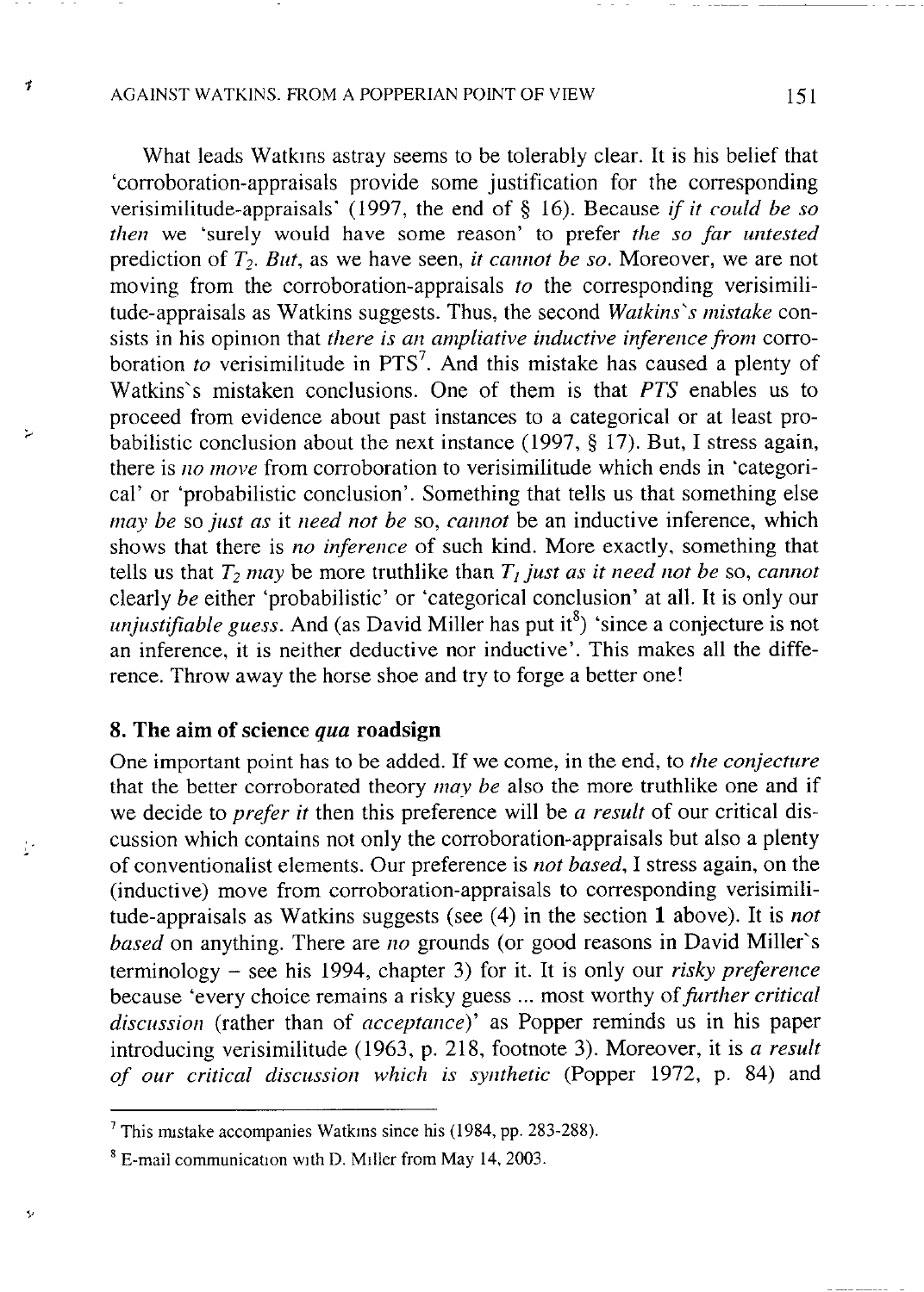What leads Watkins astray seems to be tolerably clear. It is his belief that 'corroboration-appraisals provide some justification for the corresponding verisimilitude-appraisals' (1997, the end of § 16). Because *if it could be so then* we 'surely would have some reason' to prefer *the so far untested* prediction of $T_2$. *But*, as we have seen, *it cannot be so*. Moreover, we are not moving from the corroboration-appraisals *to* the corresponding verisimilitude-appraisals as Watkins suggests. Thus, the second *Watkins's mistake* consists in his opinion that *there is an ampliative inductive inference from* corroboration *to* verisimilitude in PTS[7]. And this mistake has caused a plenty of Watkins's mistaken conclusions. One of them is that *PTS* enables us to proceed from evidence about past instances to a categorical or at least probabilistic conclusion about the next instance (1997, § 17). But, I stress again, there is *no move* from corroboration to verisimilitude which ends in 'categorical' or 'probabilistic conclusion'. Something that tells us that something else *may be* so *just as* it *need not be* so, *cannot* be an inductive inference, which shows that there is *no inference* of such kind. More exactly, something that tells us that $T_2$ *may* be more truthlike than $T_1$ *just as it need not be* so, *cannot* clearly *be* either 'probabilistic' or 'categorical conclusion' at all. It is only our *unjustifiable guess*. And (as David Miller has put it[8]) 'since a conjecture is not an inference, it is neither deductive nor inductive'. This makes all the difference. Throw away the horse shoe and try to forge a better one!

## 8. The aim of science *qua* roadsign

One important point has to be added. If we come, in the end, to *the conjecture* that the better corroborated theory *may be* also the more truthlike one and if we decide to *prefer it* then this preference will be *a result* of our critical discussion which contains not only the corroboration-appraisals but also a plenty of conventionalist elements. Our preference is *not based*, I stress again, on the (inductive) move from corroboration-appraisals to corresponding verisimilitude-appraisals as Watkins suggests (see (4) in the section **1** above). It is *not based* on anything. There are *no* grounds (or good reasons in David Miller's terminology – see his 1994, chapter 3) for it. It is only our *risky preference* because 'every choice remains a risky guess ... most worthy of *further critical discussion* (rather than of *acceptance*)' as Popper reminds us in his paper introducing verisimilitude (1963, p. 218, footnote 3). Moreover, it is *a result of our critical discussion which is synthetic* (Popper 1972, p. 84) and

---

[7] This mistake accompanies Watkins since his (1984, pp. 283-288).

[8] E-mail communication with D. Miller from May 14, 2003.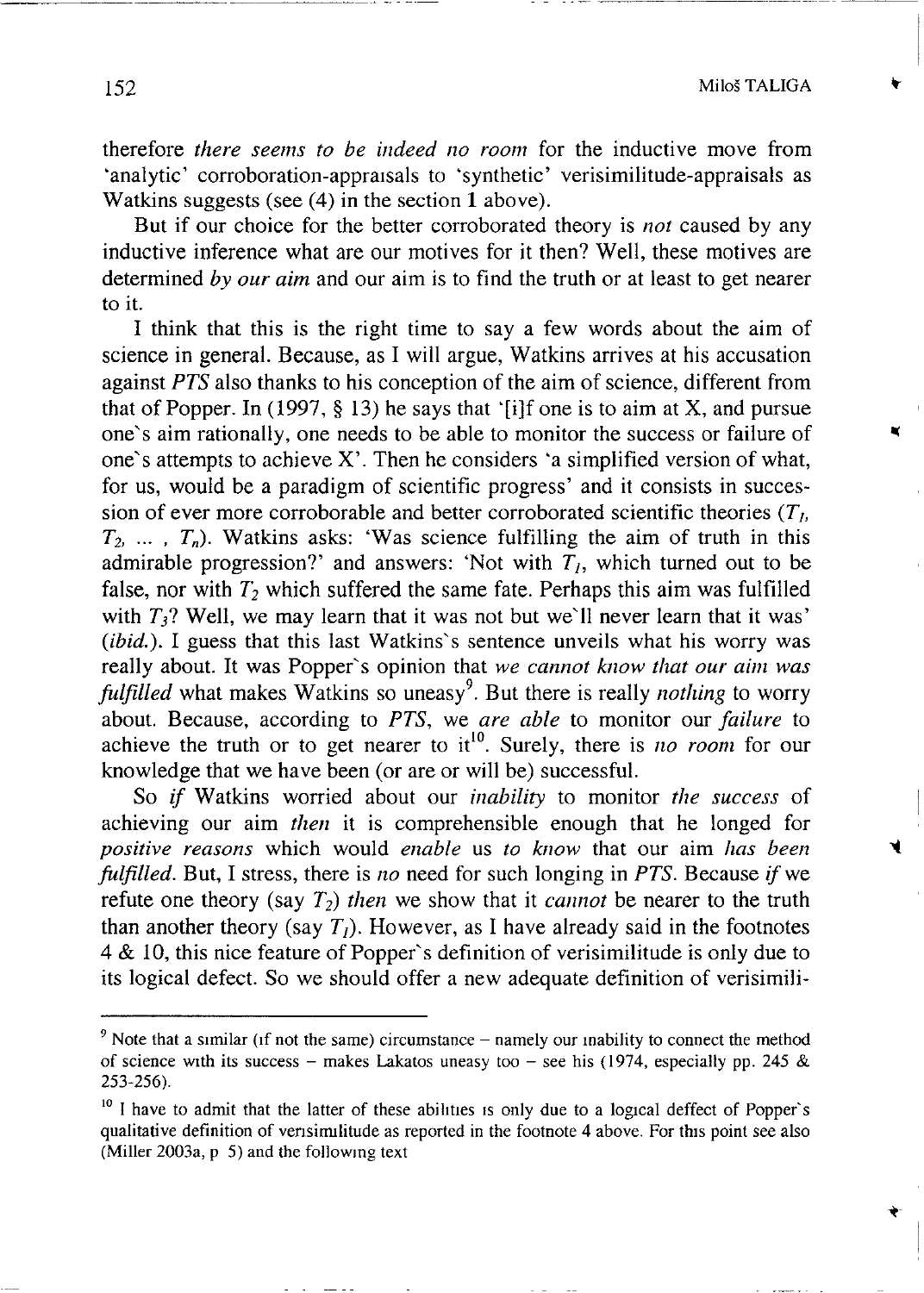therefore *there seems to be indeed no room* for the inductive move from 'analytic' corroboration-appraisals to 'synthetic' verisimilitude-appraisals as Watkins suggests (see (4) in the section 1 above).

But if our choice for the better corroborated theory is *not* caused by any inductive inference what are our motives for it then? Well, these motives are determined *by our aim* and our aim is to find the truth or at least to get nearer to it.

I think that this is the right time to say a few words about the aim of science in general. Because, as I will argue, Watkins arrives at his accusation against *PTS* also thanks to his conception of the aim of science, different from that of Popper. In (1997, § 13) he says that '[i]f one is to aim at X, and pursue one's aim rationally, one needs to be able to monitor the success or failure of one's attempts to achieve X'. Then he considers 'a simplified version of what, for us, would be a paradigm of scientific progress' and it consists in succession of ever more corroborable and better corroborated scientific theories ($T_1$, $T_2$, ... , $T_n$). Watkins asks: 'Was science fulfilling the aim of truth in this admirable progression?' and answers: 'Not with $T_1$, which turned out to be false, nor with $T_2$ which suffered the same fate. Perhaps this aim was fulfilled with $T_3$? Well, we may learn that it was not but we'll never learn that it was' (*ibid.*). I guess that this last Watkins's sentence unveils what his worry was really about. It was Popper's opinion that *we cannot know that our aim was fulfilled* what makes Watkins so uneasy[9]. But there is really *nothing* to worry about. Because, according to *PTS*, we *are able* to monitor our *failure* to achieve the truth or to get nearer to it[10]. Surely, there is *no room* for our knowledge that we have been (or are or will be) successful.

So *if* Watkins worried about our *inability* to monitor *the success* of achieving our aim *then* it is comprehensible enough that he longed for *positive reasons* which would *enable* us *to know* that our aim *has been fulfilled*. But, I stress, there is *no* need for such longing in *PTS*. Because *if* we refute one theory (say $T_2$) *then* we show that it *cannot* be nearer to the truth than another theory (say $T_1$). However, as I have already said in the footnotes 4 & 10, this nice feature of Popper's definition of verisimilitude is only due to its logical defect. So we should offer a new adequate definition of verisimili-

---

[9] Note that a similar (if not the same) circumstance – namely our inability to connect the method of science with its success – makes Lakatos uneasy too – see his (1974, especially pp. 245 & 253-256).

[10] I have to admit that the latter of these abilities is only due to a logical deffect of Popper's qualitative definition of verisimilitude as reported in the footnote 4 above. For this point see also (Miller 2003a, p 5) and the following text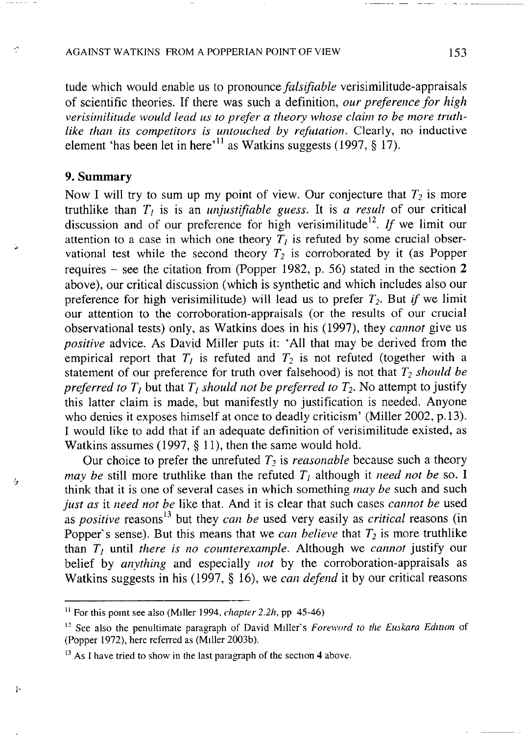tude which would enable us to pronounce *falsifiable* verisimilitude-appraisals of scientific theories. If there was such a definition, *our preference for high verisimilitude would lead us to prefer a theory whose claim to be more truthlike than its competitors is untouched by refutation*. Clearly, no inductive element 'has been let in here'[11] as Watkins suggests (1997, § 17).

## 9. Summary

Now I will try to sum up my point of view. Our conjecture that $T_2$ is more truthlike than $T_1$ is is an *unjustifiable guess*. It is *a result* of our critical discussion and of our preference for high verisimilitude[12]. *If* we limit our attention to a case in which one theory $T_1$ is refuted by some crucial observational test while the second theory $T_2$ is corroborated by it (as Popper requires – see the citation from (Popper 1982, p. 56) stated in the section **2** above), our critical discussion (which is synthetic and which includes also our preference for high verisimilitude) will lead us to prefer $T_2$. But *if* we limit our attention to the corroboration-appraisals (or the results of our crucial observational tests) only, as Watkins does in his (1997), they *cannot* give us *positive* advice. As David Miller puts it: 'All that may be derived from the empirical report that $T_1$ is refuted and $T_2$ is not refuted (together with a statement of our preference for truth over falsehood) is not that $T_2$ *should be preferred to* $T_1$ but that $T_1$ *should not be preferred to* $T_2$. No attempt to justify this latter claim is made, but manifestly no justification is needed. Anyone who denies it exposes himself at once to deadly criticism' (Miller 2002, p.13). I would like to add that if an adequate definition of verisimilitude existed, as Watkins assumes (1997, § 11), then the same would hold.

Our choice to prefer the unrefuted $T_2$ is *reasonable* because such a theory *may be* still more truthlike than the refuted $T_1$ although it *need not be* so. I think that it is one of several cases in which something *may be* such and such *just as* it *need not be* like that. And it is clear that such cases *cannot be* used as *positive* reasons[13] but they *can be* used very easily as *critical* reasons (in Popper's sense). But this means that we *can believe* that $T_2$ is more truthlike than $T_1$ until *there is no counterexample*. Although we *cannot* justify our belief by *anything* and especially *not* by the corroboration-appraisals as Watkins suggests in his (1997, § 16), we *can defend* it by our critical reasons

---

[11] For this point see also (Miller 1994, *chapter 2.2h*, pp 45-46)

[12] See also the penultimate paragraph of David Miller's *Foreword to the Euskara Edition* of (Popper 1972), here referred as (Miller 2003b).

[13] As I have tried to show in the last paragraph of the section **4** above.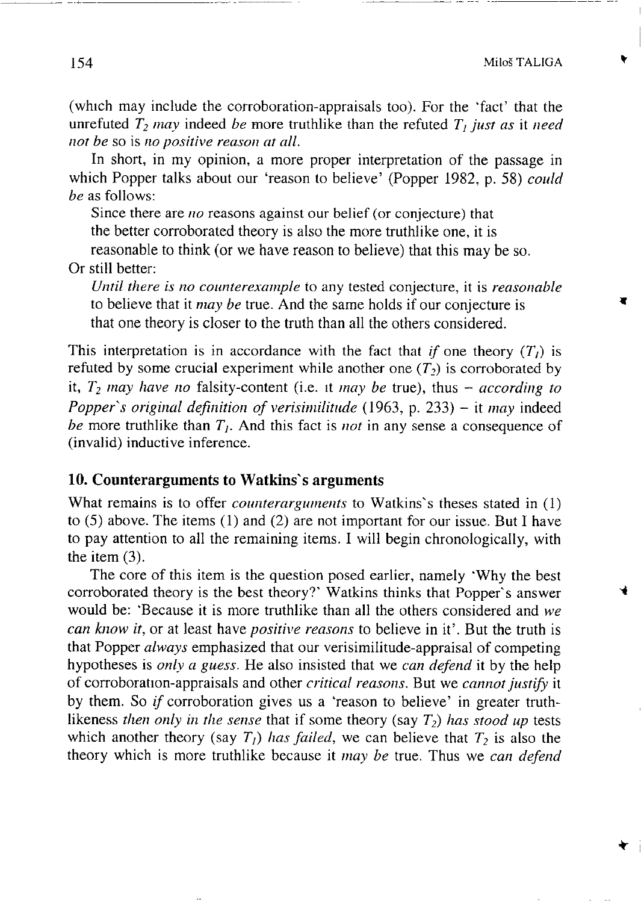(which may include the corroboration-appraisals too). For the 'fact' that the unrefuted $T_2$ *may* indeed *be* more truthlike than the refuted $T_1$ *just as* it *need not be* so is *no positive reason at all*.

In short, in my opinion, a more proper interpretation of the passage in which Popper talks about our 'reason to believe' (Popper 1982, p. 58) *could be* as follows:

> Since there are *no* reasons against our belief (or conjecture) that the better corroborated theory is also the more truthlike one, it is reasonable to think (or we have reason to believe) that this may be so.

Or still better:

> *Until there is no counterexample* to any tested conjecture, it is *reasonable* to believe that it *may be* true. And the same holds if our conjecture is that one theory is closer to the truth than all the others considered.

This interpretation is in accordance with the fact that *if* one theory ($T_1$) is refuted by some crucial experiment while another one ($T_2$) is corroborated by it, $T_2$ *may have no* falsity-content (i.e. it *may be* true), thus – *according to Popper's original definition of verisimilitude* (1963, p. 233) – it *may* indeed *be* more truthlike than $T_1$. And this fact is *not* in any sense a consequence of (invalid) inductive inference.

## 10. Counterarguments to Watkins's arguments

What remains is to offer *counterarguments* to Watkins's theses stated in (1) to (5) above. The items (1) and (2) are not important for our issue. But I have to pay attention to all the remaining items. I will begin chronologically, with the item (3).

The core of this item is the question posed earlier, namely 'Why the best corroborated theory is the best theory?' Watkins thinks that Popper's answer would be: 'Because it is more truthlike than all the others considered and *we can know it*, or at least have *positive reasons* to believe in it'. But the truth is that Popper *always* emphasized that our verisimilitude-appraisal of competing hypotheses is *only a guess*. He also insisted that we *can defend* it by the help of corroboration-appraisals and other *critical reasons*. But we *cannot justify* it by them. So *if* corroboration gives us a 'reason to believe' in greater truthlikeness *then only in the sense* that if some theory (say $T_2$) *has stood up* tests which another theory (say $T_1$) *has failed*, we can believe that $T_2$ is also the theory which is more truthlike because it *may be* true. Thus we *can defend*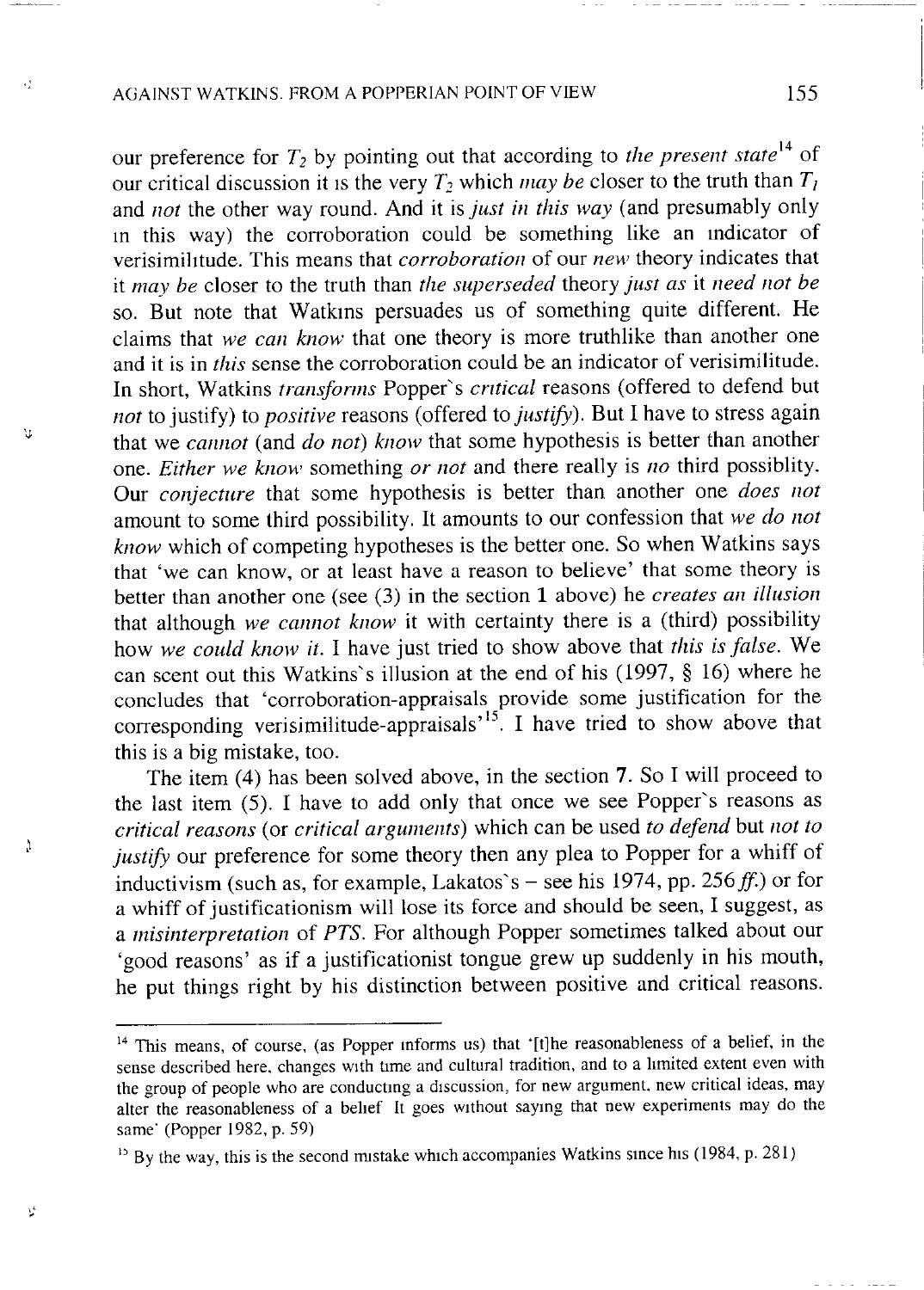our preference for $T_2$ by pointing out that according to *the present state*[14] of our critical discussion it is the very $T_2$ which *may be* closer to the truth than $T_1$ and *not* the other way round. And it is *just in this way* (and presumably only in this way) the corroboration could be something like an indicator of verisimilitude. This means that *corroboration* of our *new* theory indicates that it *may be* closer to the truth than *the superseded* theory *just as* it *need not be* so. But note that Watkins persuades us of something quite different. He claims that *we can know* that one theory is more truthlike than another one and it is in *this* sense the corroboration could be an indicator of verisimilitude. In short, Watkins *transforms* Popper's *critical* reasons (offered to defend but *not* to justify) to *positive* reasons (offered to *justify*). But I have to stress again that we *cannot* (and *do not*) *know* that some hypothesis is better than another one. *Either we know* something *or not* and there really is *no* third possiblity. Our *conjecture* that some hypothesis is better than another one *does not* amount to some third possibility. It amounts to our confession that *we do not know* which of competing hypotheses is the better one. So when Watkins says that 'we can know, or at least have a reason to believe' that some theory is better than another one (see (3) in the section **1** above) he *creates an illusion* that although *we cannot know* it with certainty there is a (third) possibility how *we could know it*. I have just tried to show above that *this is false*. We can scent out this Watkins's illusion at the end of his (1997, § 16) where he concludes that 'corroboration-appraisals provide some justification for the corresponding verisimilitude-appraisals'[15]. I have tried to show above that this is a big mistake, too.

The item (4) has been solved above, in the section **7**. So I will proceed to the last item (5). I have to add only that once we see Popper's reasons as *critical reasons* (or *critical arguments*) which can be used *to defend* but *not to justify* our preference for some theory then any plea to Popper for a whiff of inductivism (such as, for example, Lakatos's – see his 1974, pp. 256 *ff.*) or for a whiff of justificationism will lose its force and should be seen, I suggest, as a *misinterpretation* of *PTS*. For although Popper sometimes talked about our 'good reasons' as if a justificationist tongue grew up suddenly in his mouth, he put things right by his distinction between positive and critical reasons.

---

[14] This means, of course, (as Popper informs us) that '[t]he reasonableness of a belief, in the sense described here, changes with time and cultural tradition, and to a limited extent even with the group of people who are conducting a discussion, for new argument, new critical ideas, may alter the reasonableness of a belief It goes without saying that new experiments may do the same' (Popper 1982, p. 59)

[15] By the way, this is the second mistake which accompanies Watkins since his (1984, p. 281)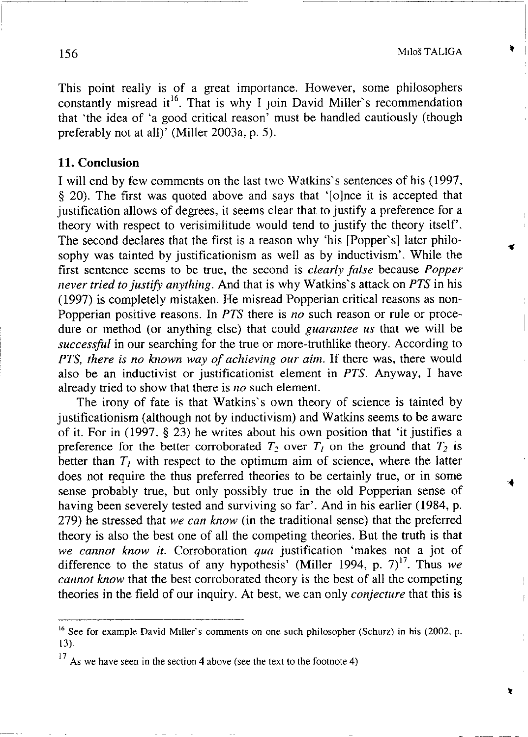This point really is of a great importance. However, some philosophers constantly misread it[16]. That is why I join David Miller`s recommendation that 'the idea of 'a good critical reason' must be handled cautiously (though preferably not at all)' (Miller 2003a, p. 5).

## 11. Conclusion

I will end by few comments on the last two Watkins`s sentences of his (1997, § 20). The first was quoted above and says that '[o]nce it is accepted that justification allows of degrees, it seems clear that to justify a preference for a theory with respect to verisimilitude would tend to justify the theory itself'. The second declares that the first is a reason why 'his [Popper`s] later philosophy was tainted by justificationism as well as by inductivism'. While the first sentence seems to be true, the second is *clearly false* because *Popper never tried to justify anything*. And that is why Watkins`s attack on *PTS* in his (1997) is completely mistaken. He misread Popperian critical reasons as non-Popperian positive reasons. In *PTS* there is *no* such reason or rule or procedure or method (or anything else) that could *guarantee us* that we will be *successful* in our searching for the true or more-truthlike theory. According to *PTS, there is no known way of achieving our aim*. If there was, there would also be an inductivist or justificationist element in *PTS*. Anyway, I have already tried to show that there is *no* such element.

The irony of fate is that Watkins`s own theory of science is tainted by justificationism (although not by inductivism) and Watkins seems to be aware of it. For in (1997, § 23) he writes about his own position that 'it justifies a preference for the better corroborated $T_2$ over $T_1$ on the ground that $T_2$ is better than $T_1$ with respect to the optimum aim of science, where the latter does not require the thus preferred theories to be certainly true, or in some sense probably true, but only possibly true in the old Popperian sense of having been severely tested and surviving so far'. And in his earlier (1984, p. 279) he stressed that *we can know* (in the traditional sense) that the preferred theory is also the best one of all the competing theories. But the truth is that *we cannot know it*. Corroboration *qua* justification 'makes not a jot of difference to the status of any hypothesis' (Miller 1994, p. 7)[17]. Thus *we cannot know* that the best corroborated theory is the best of all the competing theories in the field of our inquiry. At best, we can only *conjecture* that this is

---

[16] See for example David Miller`s comments on one such philosopher (Schurz) in his (2002, p. 13).

[17] As we have seen in the section 4 above (see the text to the footnote 4)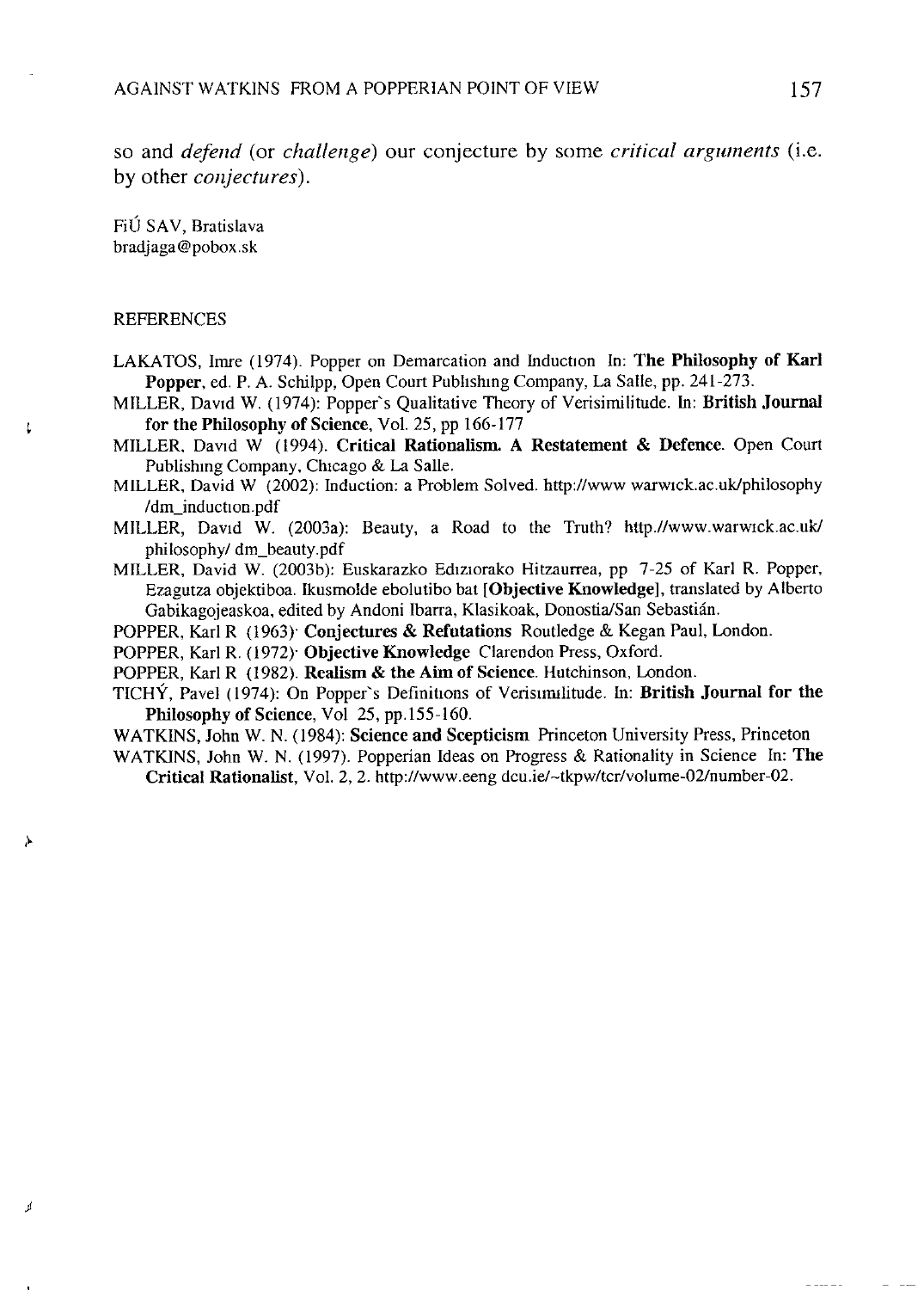so and *defend* (or *challenge*) our conjecture by some *critical arguments* (i.e. by other *conjectures*).

FiÚ SAV, Bratislava
bradjaga@pobox.sk

REFERENCES

LAKATOS, Imre (1974). Popper on Demarcation and Induction In: **The Philosophy of Karl Popper**, ed. P. A. Schilpp, Open Court Publishing Company, La Salle, pp. 241-273.

MILLER, David W. (1974): Popper's Qualitative Theory of Verisimilitude. In: **British Journal for the Philosophy of Science**, Vol. 25, pp 166-177

MILLER, David W (1994). **Critical Rationalism. A Restatement & Defence**. Open Court Publishing Company, Chicago & La Salle.

MILLER, David W (2002): Induction: a Problem Solved. http://www warwick.ac.uk/philosophy /dm_induction.pdf

MILLER, David W. (2003a): Beauty, a Road to the Truth? http.//www.warwick.ac.uk/ philosophy/ dm_beauty.pdf

MILLER, David W. (2003b): Euskarazko Edizioarako Hitzaurrea, pp 7-25 of Karl R. Popper, Ezagutza objektiboa. Ikusmolde ebolutibo bat [**Objective Knowledge**], translated by Alberto Gabikagojeaskoa, edited by Andoni Ibarra, Klasikoak, Donostia/San Sebastián.

POPPER, Karl R (1963) **Conjectures & Refutations** Routledge & Kegan Paul, London.

POPPER, Karl R. (1972) **Objective Knowledge** Clarendon Press, Oxford.

POPPER, Karl R (1982). **Realism & the Aim of Science**. Hutchinson, London.

TICHÝ, Pavel (1974): On Popper's Definitions of Verisimilitude. In: **British Journal for the Philosophy of Science**, Vol 25, pp.155-160.

WATKINS, John W. N. (1984): **Science and Scepticism** Princeton University Press, Princeton

WATKINS, John W. N. (1997). Popperian Ideas on Progress & Rationality in Science In: **The Critical Rationalist**, Vol. 2, 2. http://www.eeng dcu.ie/~tkpw/tcr/volume-02/number-02.